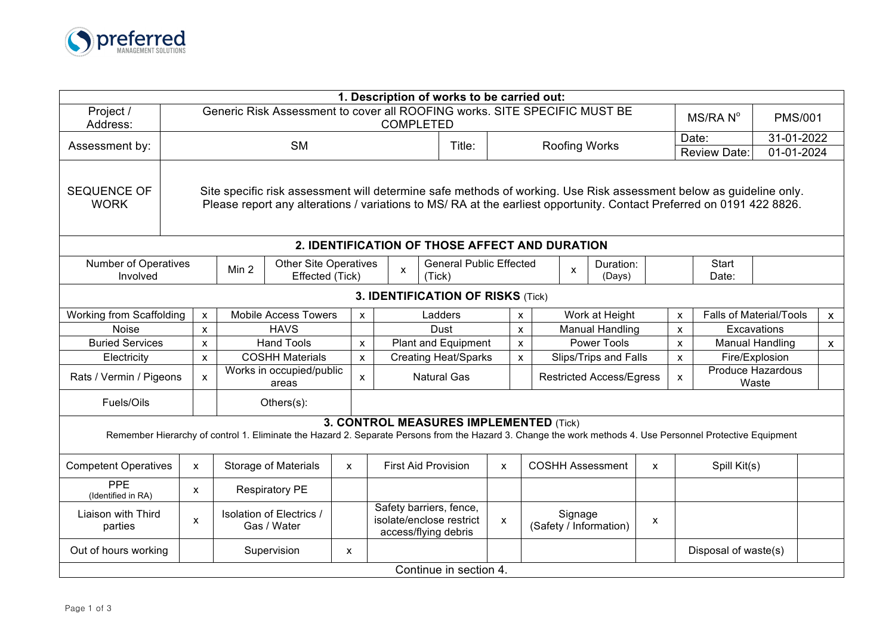preferred
MANAGEMENT SOLUTIONS

## 1. Description of works to be carried out:

| Project / Address: | Generic Risk Assessment to cover all ROOFING works. SITE SPECIFIC MUST BE COMPLETED | | MS/RA N° | PMS/001 |
|---|---|---|---|---|
| Assessment by: | SM | Title: Roofing Works | Date: | 31-01-2022 |
| | | | Review Date: | 01-01-2024 |
| SEQUENCE OF WORK | Site specific risk assessment will determine safe methods of working. Use Risk assessment below as guideline only. Please report any alterations / variations to MS/ RA at the earliest opportunity. Contact Preferred on 0191 422 8826. | | | |

## 2. IDENTIFICATION OF THOSE AFFECT AND DURATION

| Number of Operatives Involved | Min 2 | Other Site Operatives Effected (Tick) | x | General Public Effected (Tick) | x | Duration: (Days) | | Start Date: | |
|---|---|---|---|---|---|---|---|---|---|

## 3. IDENTIFICATION OF RISKS (Tick)

| | | | | | | | | | |
|---|---|---|---|---|---|---|---|---|---|
| Working from Scaffolding | x | Mobile Access Towers | x | Ladders | x | Work at Height | x | Falls of Material/Tools | x |
| Noise | x | HAVS | | Dust | x | Manual Handling | x | Excavations | |
| Buried Services | x | Hand Tools | x | Plant and Equipment | x | Power Tools | x | Manual Handling | x |
| Electricity | x | COSHH Materials | x | Creating Heat/Sparks | x | Slips/Trips and Falls | x | Fire/Explosion | |
| Rats / Vermin / Pigeons | x | Works in occupied/public areas | x | Natural Gas | | Restricted Access/Egress | x | Produce Hazardous Waste | |
| Fuels/Oils | | Others(s): | | | | | | | |

## 3. CONTROL MEASURES IMPLEMENTED (Tick)

Remember Hierarchy of control 1. Eliminate the Hazard 2. Separate Persons from the Hazard 3. Change the work methods 4. Use Personnel Protective Equipment

| | | | | | | | | | |
|---|---|---|---|---|---|---|---|---|---|
| Competent Operatives | x | Storage of Materials | x | First Aid Provision | x | COSHH Assessment | x | Spill Kit(s) | |
| PPE (Identified in RA) | x | Respiratory PE | | | | | | | |
| Liaison with Third parties | x | Isolation of Electrics / Gas / Water | | Safety barriers, fence, isolate/enclose restrict access/flying debris | x | Signage (Safety / Information) | x | | |
| Out of hours working | | Supervision | x | | | | | Disposal of waste(s) | |

Continue in section 4.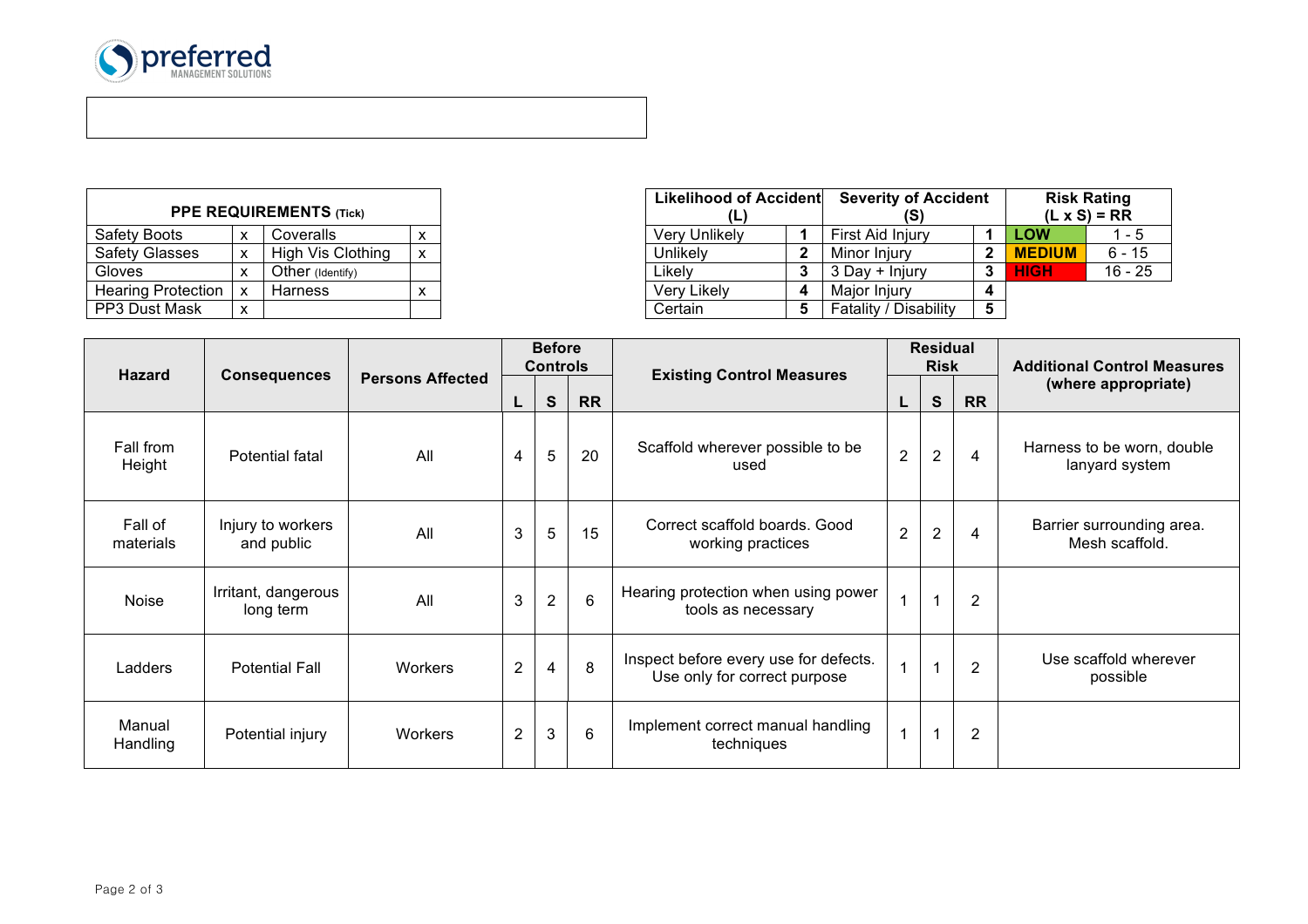| PPE REQUIREMENTS (Tick) | | | |
|---|---|---|---|
| Safety Boots | x | Coveralls | x |
| Safety Glasses | x | High Vis Clothing | x |
| Gloves | x | Other (Identify) | |
| Hearing Protection | x | Harness | x |
| PP3 Dust Mask | x | | |

| Likelihood of Accident (L) | | Severity of Accident (S) | | Risk Rating (L x S) = RR | |
|---|---|---|---|---|---|
| Very Unlikely | 1 | First Aid Injury | 1 | LOW | 1 - 5 |
| Unlikely | 2 | Minor Injury | 2 | MEDIUM | 6 - 15 |
| Likely | 3 | 3 Day + Injury | 3 | HIGH | 16 - 25 |
| Very Likely | 4 | Major Injury | 4 | | |
| Certain | 5 | Fatality / Disability | 5 | | |

| Hazard | Consequences | Persons Affected | Before Controls | | | Existing Control Measures | Residual Risk | | | Additional Control Measures (where appropriate) |
|---|---|---|---|---|---|---|---|---|---|---|
| | | | L | S | RR | | L | S | RR | |
| Fall from Height | Potential fatal | All | 4 | 5 | 20 | Scaffold wherever possible to be used | 2 | 2 | 4 | Harness to be worn, double lanyard system |
| Fall of materials | Injury to workers and public | All | 3 | 5 | 15 | Correct scaffold boards. Good working practices | 2 | 2 | 4 | Barrier surrounding area. Mesh scaffold. |
| Noise | Irritant, dangerous long term | All | 3 | 2 | 6 | Hearing protection when using power tools as necessary | 1 | 1 | 2 | |
| Ladders | Potential Fall | Workers | 2 | 4 | 8 | Inspect before every use for defects. Use only for correct purpose | 1 | 1 | 2 | Use scaffold wherever possible |
| Manual Handling | Potential injury | Workers | 2 | 3 | 6 | Implement correct manual handling techniques | 1 | 1 | 2 | |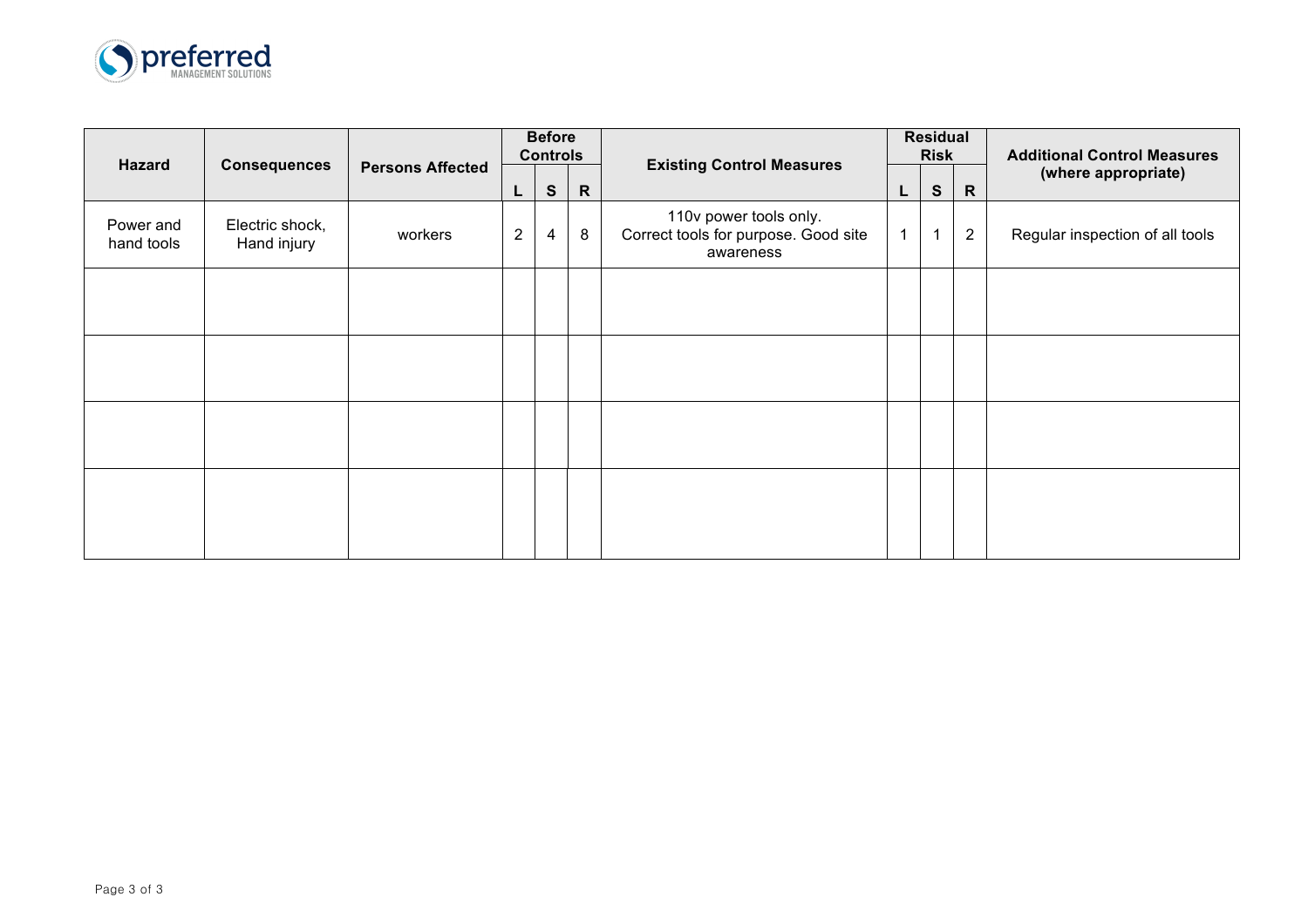| Hazard | Consequences | Persons Affected | Before Controls | | | Existing Control Measures | Residual Risk | | | Additional Control Measures (where appropriate) |
|---|---|---|---|---|---|---|---|---|---|---|
| | | | L | S | R | | L | S | R | |
| Power and hand tools | Electric shock, Hand injury | workers | 2 | 4 | 8 | 110v power tools only. Correct tools for purpose. Good site awareness | 1 | 1 | 2 | Regular inspection of all tools |
| | | | | | | | | | | |
| | | | | | | | | | | |
| | | | | | | | | | | |
| | | | | | | | | | | |